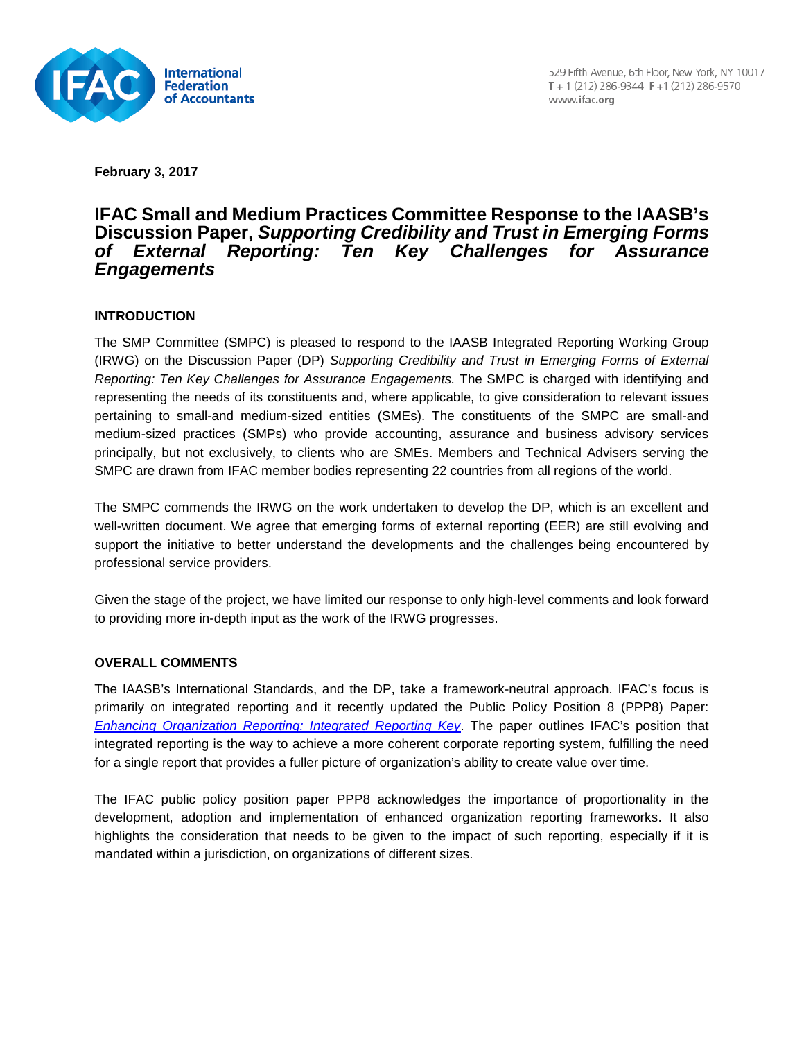International Federation of Accountants

529 Fifth Avenue, 6th Floor, New York, NY 10017
T + 1 (212) 286-9344 F +1 (212) 286-9570
www.ifac.org

**February 3, 2017**

# IFAC Small and Medium Practices Committee Response to the IAASB's Discussion Paper, *Supporting Credibility and Trust in Emerging Forms of External Reporting: Ten Key Challenges for Assurance Engagements*

## INTRODUCTION

The SMP Committee (SMPC) is pleased to respond to the IAASB Integrated Reporting Working Group (IRWG) on the Discussion Paper (DP) *Supporting Credibility and Trust in Emerging Forms of External Reporting: Ten Key Challenges for Assurance Engagements.* The SMPC is charged with identifying and representing the needs of its constituents and, where applicable, to give consideration to relevant issues pertaining to small-and medium-sized entities (SMEs). The constituents of the SMPC are small-and medium-sized practices (SMPs) who provide accounting, assurance and business advisory services principally, but not exclusively, to clients who are SMEs. Members and Technical Advisers serving the SMPC are drawn from IFAC member bodies representing 22 countries from all regions of the world.

The SMPC commends the IRWG on the work undertaken to develop the DP, which is an excellent and well-written document. We agree that emerging forms of external reporting (EER) are still evolving and support the initiative to better understand the developments and the challenges being encountered by professional service providers.

Given the stage of the project, we have limited our response to only high-level comments and look forward to providing more in-depth input as the work of the IRWG progresses.

## OVERALL COMMENTS

The IAASB's International Standards, and the DP, take a framework-neutral approach. IFAC's focus is primarily on integrated reporting and it recently updated the Public Policy Position 8 (PPP8) Paper: *Enhancing Organization Reporting: Integrated Reporting Key*. The paper outlines IFAC's position that integrated reporting is the way to achieve a more coherent corporate reporting system, fulfilling the need for a single report that provides a fuller picture of organization's ability to create value over time.

The IFAC public policy position paper PPP8 acknowledges the importance of proportionality in the development, adoption and implementation of enhanced organization reporting frameworks. It also highlights the consideration that needs to be given to the impact of such reporting, especially if it is mandated within a jurisdiction, on organizations of different sizes.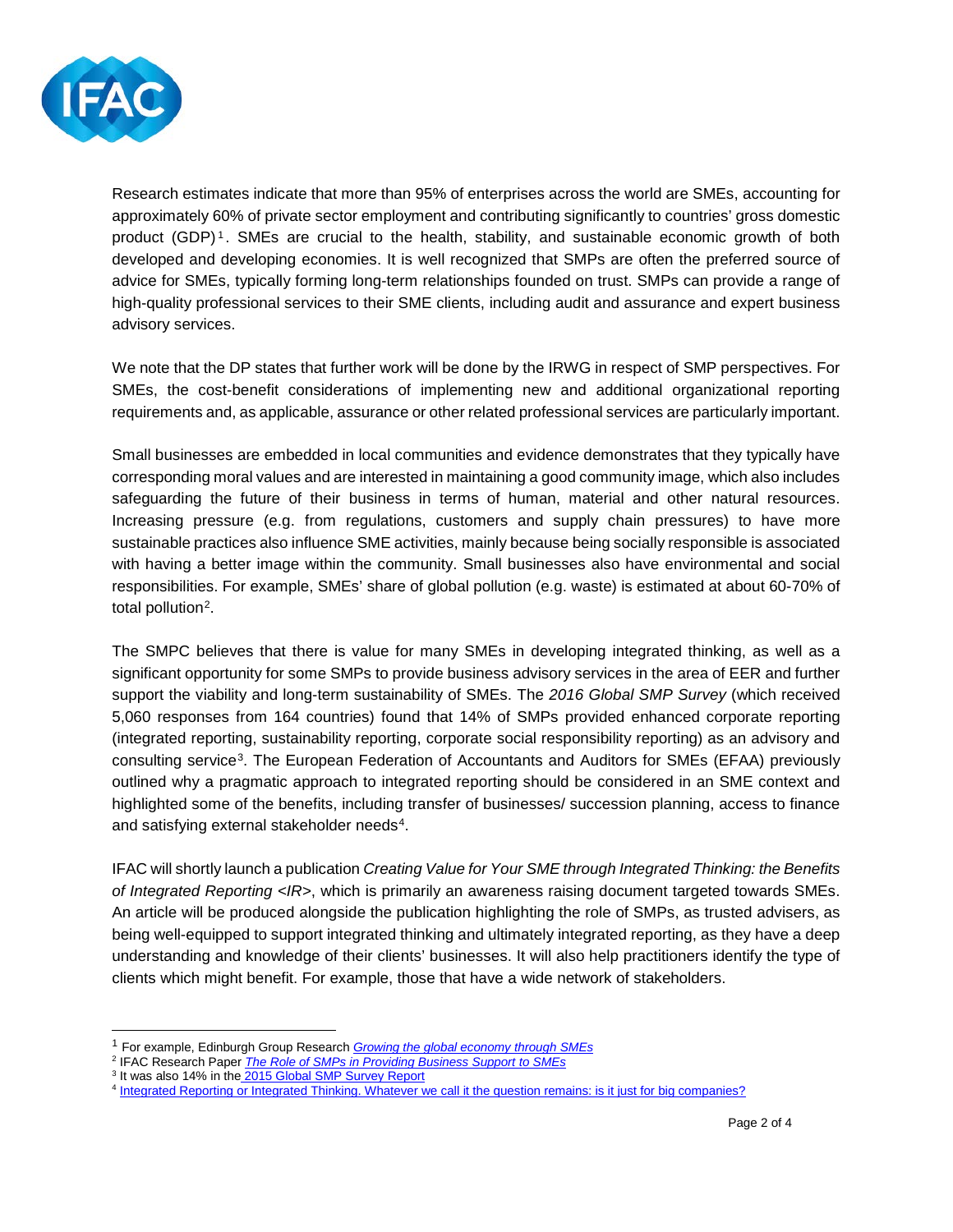Research estimates indicate that more than 95% of enterprises across the world are SMEs, accounting for approximately 60% of private sector employment and contributing significantly to countries' gross domestic product (GDP)[1]. SMEs are crucial to the health, stability, and sustainable economic growth of both developed and developing economies. It is well recognized that SMPs are often the preferred source of advice for SMEs, typically forming long-term relationships founded on trust. SMPs can provide a range of high-quality professional services to their SME clients, including audit and assurance and expert business advisory services.

We note that the DP states that further work will be done by the IRWG in respect of SMP perspectives. For SMEs, the cost-benefit considerations of implementing new and additional organizational reporting requirements and, as applicable, assurance or other related professional services are particularly important.

Small businesses are embedded in local communities and evidence demonstrates that they typically have corresponding moral values and are interested in maintaining a good community image, which also includes safeguarding the future of their business in terms of human, material and other natural resources. Increasing pressure (e.g. from regulations, customers and supply chain pressures) to have more sustainable practices also influence SME activities, mainly because being socially responsible is associated with having a better image within the community. Small businesses also have environmental and social responsibilities. For example, SMEs' share of global pollution (e.g. waste) is estimated at about 60-70% of total pollution[2].

The SMPC believes that there is value for many SMEs in developing integrated thinking, as well as a significant opportunity for some SMPs to provide business advisory services in the area of EER and further support the viability and long-term sustainability of SMEs. The *2016 Global SMP Survey* (which received 5,060 responses from 164 countries) found that 14% of SMPs provided enhanced corporate reporting (integrated reporting, sustainability reporting, corporate social responsibility reporting) as an advisory and consulting service[3]. The European Federation of Accountants and Auditors for SMEs (EFAA) previously outlined why a pragmatic approach to integrated reporting should be considered in an SME context and highlighted some of the benefits, including transfer of businesses/ succession planning, access to finance and satisfying external stakeholder needs[4].

IFAC will shortly launch a publication *Creating Value for Your SME through Integrated Thinking: the Benefits of Integrated Reporting <IR>*, which is primarily an awareness raising document targeted towards SMEs. An article will be produced alongside the publication highlighting the role of SMPs, as trusted advisers, as being well-equipped to support integrated thinking and ultimately integrated reporting, as they have a deep understanding and knowledge of their clients' businesses. It will also help practitioners identify the type of clients which might benefit. For example, those that have a wide network of stakeholders.

---

[1] For example, Edinburgh Group Research *Growing the global economy through SMEs*

[2] IFAC Research Paper *The Role of SMPs in Providing Business Support to SMEs*

[3] It was also 14% in the 2015 Global SMP Survey Report

[4] Integrated Reporting or Integrated Thinking. Whatever we call it the question remains: is it just for big companies?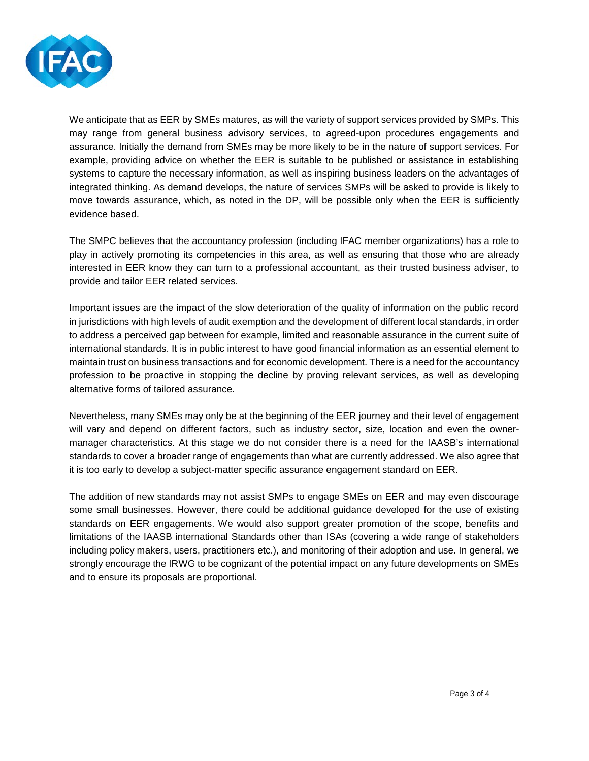We anticipate that as EER by SMEs matures, as will the variety of support services provided by SMPs. This may range from general business advisory services, to agreed-upon procedures engagements and assurance. Initially the demand from SMEs may be more likely to be in the nature of support services. For example, providing advice on whether the EER is suitable to be published or assistance in establishing systems to capture the necessary information, as well as inspiring business leaders on the advantages of integrated thinking. As demand develops, the nature of services SMPs will be asked to provide is likely to move towards assurance, which, as noted in the DP, will be possible only when the EER is sufficiently evidence based.

The SMPC believes that the accountancy profession (including IFAC member organizations) has a role to play in actively promoting its competencies in this area, as well as ensuring that those who are already interested in EER know they can turn to a professional accountant, as their trusted business adviser, to provide and tailor EER related services.

Important issues are the impact of the slow deterioration of the quality of information on the public record in jurisdictions with high levels of audit exemption and the development of different local standards, in order to address a perceived gap between for example, limited and reasonable assurance in the current suite of international standards. It is in public interest to have good financial information as an essential element to maintain trust on business transactions and for economic development. There is a need for the accountancy profession to be proactive in stopping the decline by proving relevant services, as well as developing alternative forms of tailored assurance.

Nevertheless, many SMEs may only be at the beginning of the EER journey and their level of engagement will vary and depend on different factors, such as industry sector, size, location and even the owner-manager characteristics. At this stage we do not consider there is a need for the IAASB's international standards to cover a broader range of engagements than what are currently addressed. We also agree that it is too early to develop a subject-matter specific assurance engagement standard on EER.

The addition of new standards may not assist SMPs to engage SMEs on EER and may even discourage some small businesses. However, there could be additional guidance developed for the use of existing standards on EER engagements. We would also support greater promotion of the scope, benefits and limitations of the IAASB international Standards other than ISAs (covering a wide range of stakeholders including policy makers, users, practitioners etc.), and monitoring of their adoption and use. In general, we strongly encourage the IRWG to be cognizant of the potential impact on any future developments on SMEs and to ensure its proposals are proportional.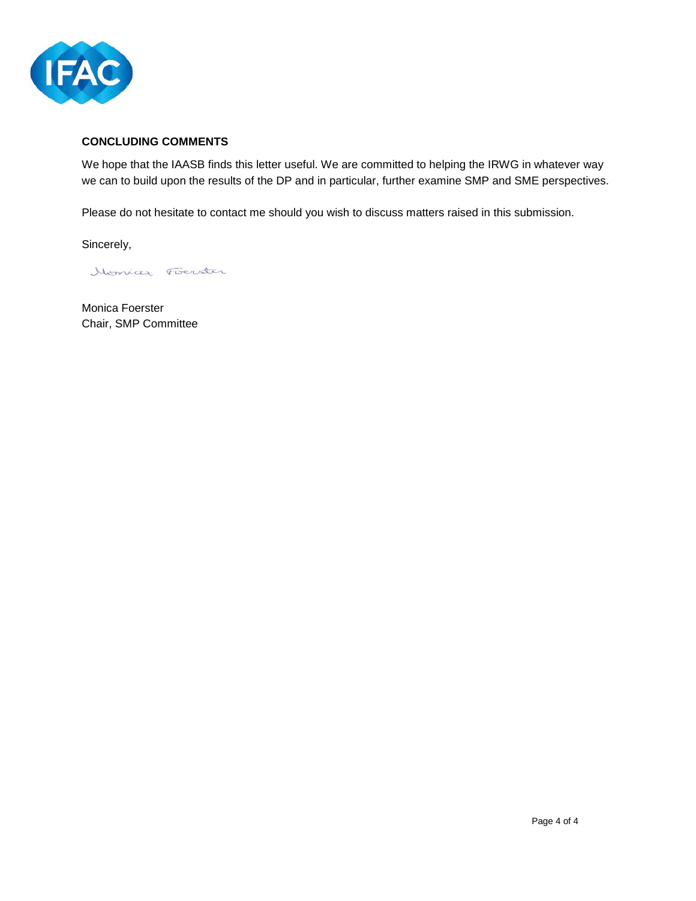**CONCLUDING COMMENTS**

We hope that the IAASB finds this letter useful. We are committed to helping the IRWG in whatever way we can to build upon the results of the DP and in particular, further examine SMP and SME perspectives.

Please do not hesitate to contact me should you wish to discuss matters raised in this submission.

Sincerely,

Monica Foerster
Chair, SMP Committee